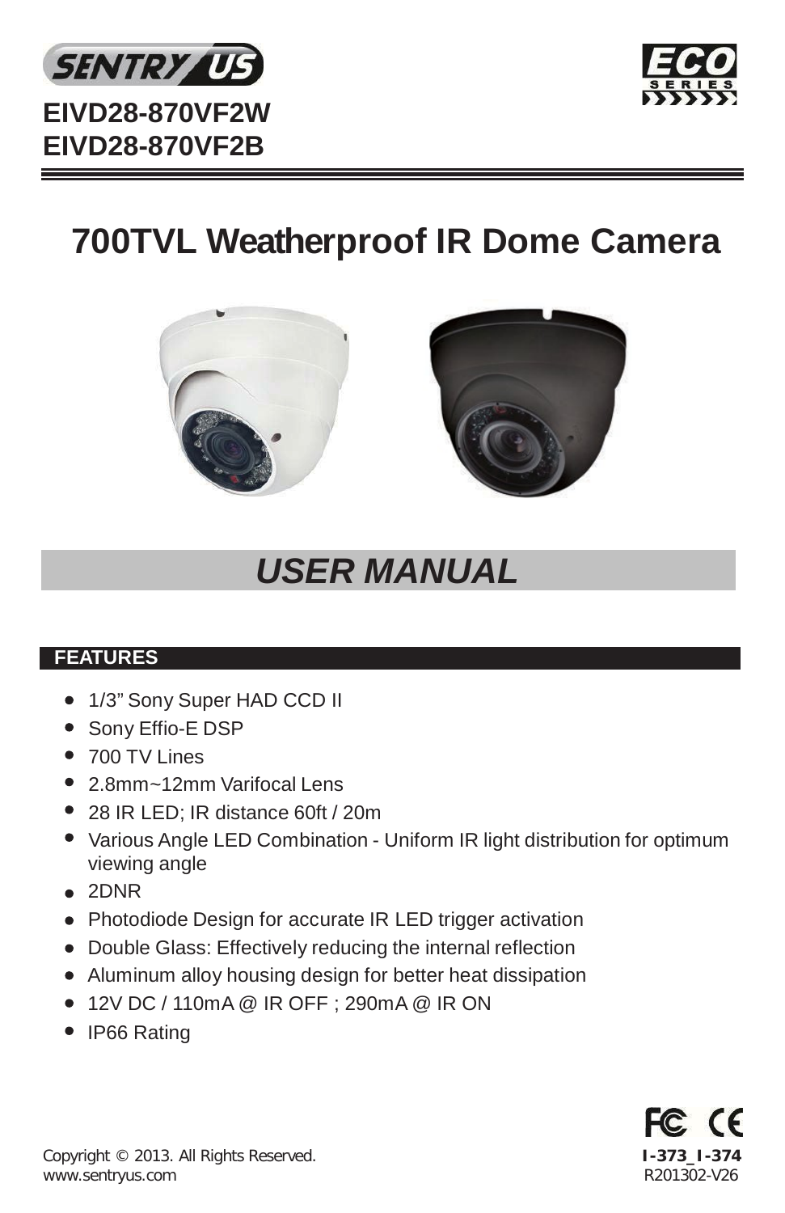SENTRY US

ECO SERIES

**EIVD28-870VF2W**
**EIVD28-870VF2B**

# 700TVL Weatherproof IR Dome Camera

## *USER MANUAL*

### FEATURES

- 1/3" Sony Super HAD CCD II
- Sony Effio-E DSP
- 700 TV Lines
- 2.8mm~12mm Varifocal Lens
- 28 IR LED; IR distance 60ft / 20m
- Various Angle LED Combination - Uniform IR light distribution for optimum viewing angle
- 2DNR
- Photodiode Design for accurate IR LED trigger activation
- Double Glass: Effectively reducing the internal reflection
- Aluminum alloy housing design for better heat dissipation
- 12V DC / 110mA @ IR OFF ; 290mA @ IR ON
- IP66 Rating

Copyright © 2013. All Rights Reserved.
www.sentryus.com

**I-373_I-374**
R201302-V26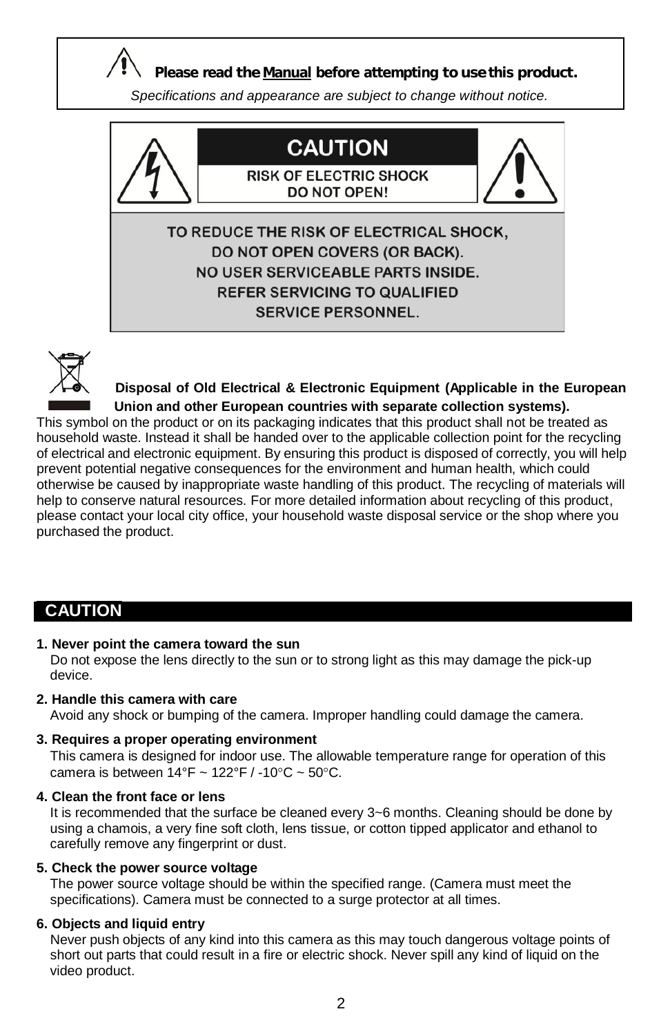**Please read the Manual before attempting to use this product.**

*Specifications and appearance are subject to change without notice.*

**CAUTION**

**RISK OF ELECTRIC SHOCK**
**DO NOT OPEN!**

**TO REDUCE THE RISK OF ELECTRICAL SHOCK, DO NOT OPEN COVERS (OR BACK). NO USER SERVICEABLE PARTS INSIDE. REFER SERVICING TO QUALIFIED SERVICE PERSONNEL.**

**Disposal of Old Electrical & Electronic Equipment (Applicable in the European Union and other European countries with separate collection systems).**

This symbol on the product or on its packaging indicates that this product shall not be treated as household waste. Instead it shall be handed over to the applicable collection point for the recycling of electrical and electronic equipment. By ensuring this product is disposed of correctly, you will help prevent potential negative consequences for the environment and human health, which could otherwise be caused by inappropriate waste handling of this product. The recycling of materials will help to conserve natural resources. For more detailed information about recycling of this product, please contact your local city office, your household waste disposal service or the shop where you purchased the product.

## CAUTION

**1. Never point the camera toward the sun**
Do not expose the lens directly to the sun or to strong light as this may damage the pick-up device.

**2. Handle this camera with care**
Avoid any shock or bumping of the camera. Improper handling could damage the camera.

**3. Requires a proper operating environment**
This camera is designed for indoor use. The allowable temperature range for operation of this camera is between 14°F ~ 122°F / -10°C ~ 50°C.

**4. Clean the front face or lens**
It is recommended that the surface be cleaned every 3~6 months. Cleaning should be done by using a chamois, a very fine soft cloth, lens tissue, or cotton tipped applicator and ethanol to carefully remove any fingerprint or dust.

**5. Check the power source voltage**
The power source voltage should be within the specified range. (Camera must meet the specifications). Camera must be connected to a surge protector at all times.

**6. Objects and liquid entry**
Never push objects of any kind into this camera as this may touch dangerous voltage points of short out parts that could result in a fire or electric shock. Never spill any kind of liquid on the video product.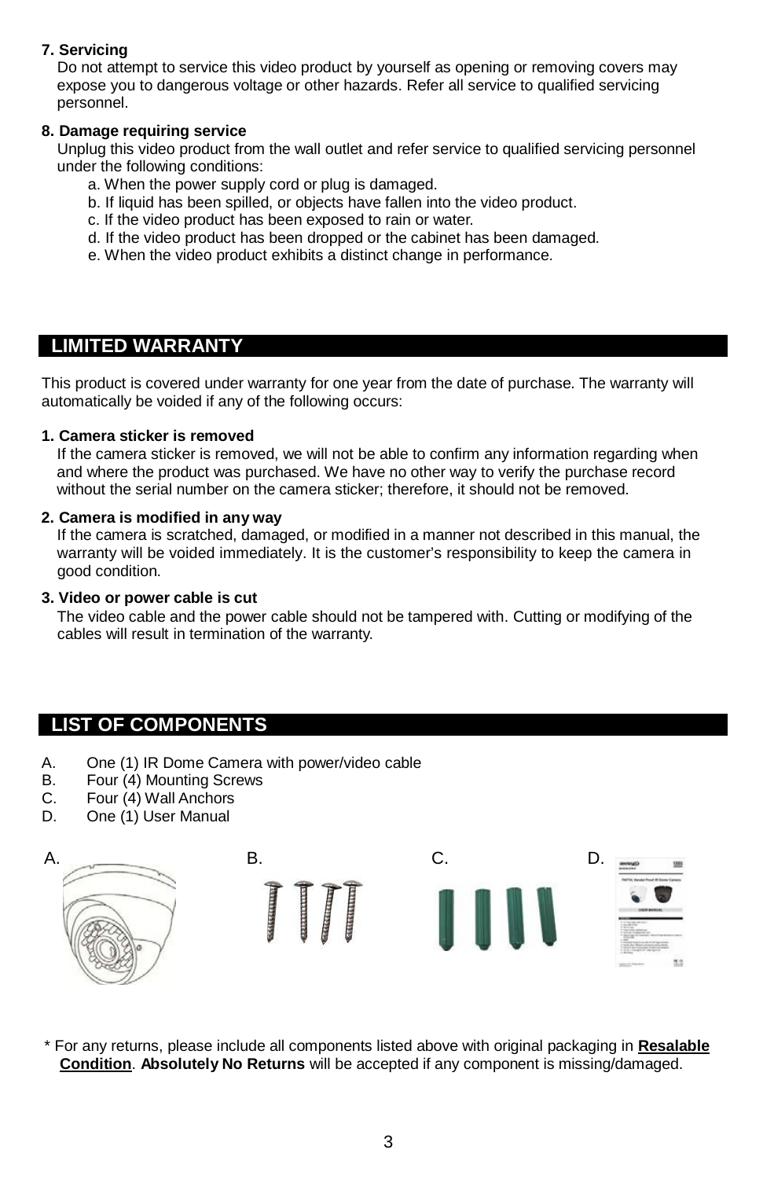**7. Servicing**

Do not attempt to service this video product by yourself as opening or removing covers may expose you to dangerous voltage or other hazards. Refer all service to qualified servicing personnel.

**8. Damage requiring service**

Unplug this video product from the wall outlet and refer service to qualified servicing personnel under the following conditions:

a. When the power supply cord or plug is damaged.
b. If liquid has been spilled, or objects have fallen into the video product.
c. If the video product has been exposed to rain or water.
d. If the video product has been dropped or the cabinet has been damaged.
e. When the video product exhibits a distinct change in performance.

## LIMITED WARRANTY

This product is covered under warranty for one year from the date of purchase. The warranty will automatically be voided if any of the following occurs:

**1. Camera sticker is removed**

If the camera sticker is removed, we will not be able to confirm any information regarding when and where the product was purchased. We have no other way to verify the purchase record without the serial number on the camera sticker; therefore, it should not be removed.

**2. Camera is modified in any way**

If the camera is scratched, damaged, or modified in a manner not described in this manual, the warranty will be voided immediately. It is the customer's responsibility to keep the camera in good condition.

**3. Video or power cable is cut**

The video cable and the power cable should not be tampered with. Cutting or modifying of the cables will result in termination of the warranty.

## LIST OF COMPONENTS

A. One (1) IR Dome Camera with power/video cable
B. Four (4) Mounting Screws
C. Four (4) Wall Anchors
D. One (1) User Manual

A. B. C. D.

\* For any returns, please include all components listed above with original packaging in **Resalable Condition**. **Absolutely No Returns** will be accepted if any component is missing/damaged.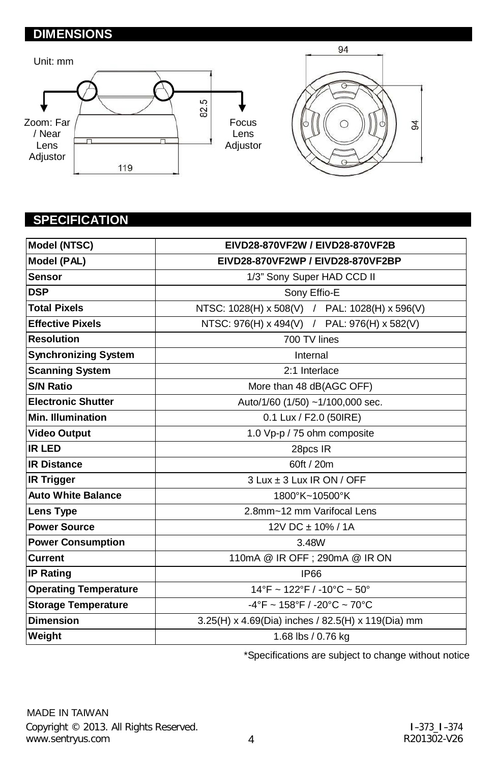## DIMENSIONS

Unit: mm

Zoom: Far / Near Lens Adjustor

Focus Lens Adjustor

82.5

119

94

94

## SPECIFICATION

| | |
|---|---|
| **Model (NTSC)** | **EIVD28-870VF2W / EIVD28-870VF2B** |
| **Model (PAL)** | **EIVD28-870VF2WP / EIVD28-870VF2BP** |
| **Sensor** | 1/3" Sony Super HAD CCD II |
| **DSP** | Sony Effio-E |
| **Total Pixels** | NTSC: 1028(H) x 508(V) / PAL: 1028(H) x 596(V) |
| **Effective Pixels** | NTSC: 976(H) x 494(V) / PAL: 976(H) x 582(V) |
| **Resolution** | 700 TV lines |
| **Synchronizing System** | Internal |
| **Scanning System** | 2:1 Interlace |
| **S/N Ratio** | More than 48 dB(AGC OFF) |
| **Electronic Shutter** | Auto/1/60 (1/50) ~1/100,000 sec. |
| **Min. Illumination** | 0.1 Lux / F2.0 (50IRE) |
| **Video Output** | 1.0 Vp-p / 75 ohm composite |
| **IR LED** | 28pcs IR |
| **IR Distance** | 60ft / 20m |
| **IR Trigger** | 3 Lux ± 3 Lux IR ON / OFF |
| **Auto White Balance** | 1800°K~10500°K |
| **Lens Type** | 2.8mm~12 mm Varifocal Lens |
| **Power Source** | 12V DC ± 10% / 1A |
| **Power Consumption** | 3.48W |
| **Current** | 110mA @ IR OFF ; 290mA @ IR ON |
| **IP Rating** | IP66 |
| **Operating Temperature** | 14°F ~ 122°F / -10°C ~ 50° |
| **Storage Temperature** | -4°F ~ 158°F / -20°C ~ 70°C |
| **Dimension** | 3.25(H) x 4.69(Dia) inches / 82.5(H) x 119(Dia) mm |
| **Weight** | 1.68 lbs / 0.76 kg |

*Specifications are subject to change without notice

MADE IN TAIWAN

Copyright © 2013. All Rights Reserved.

www.sentryus.com

I-373_I-374

R201302-V26